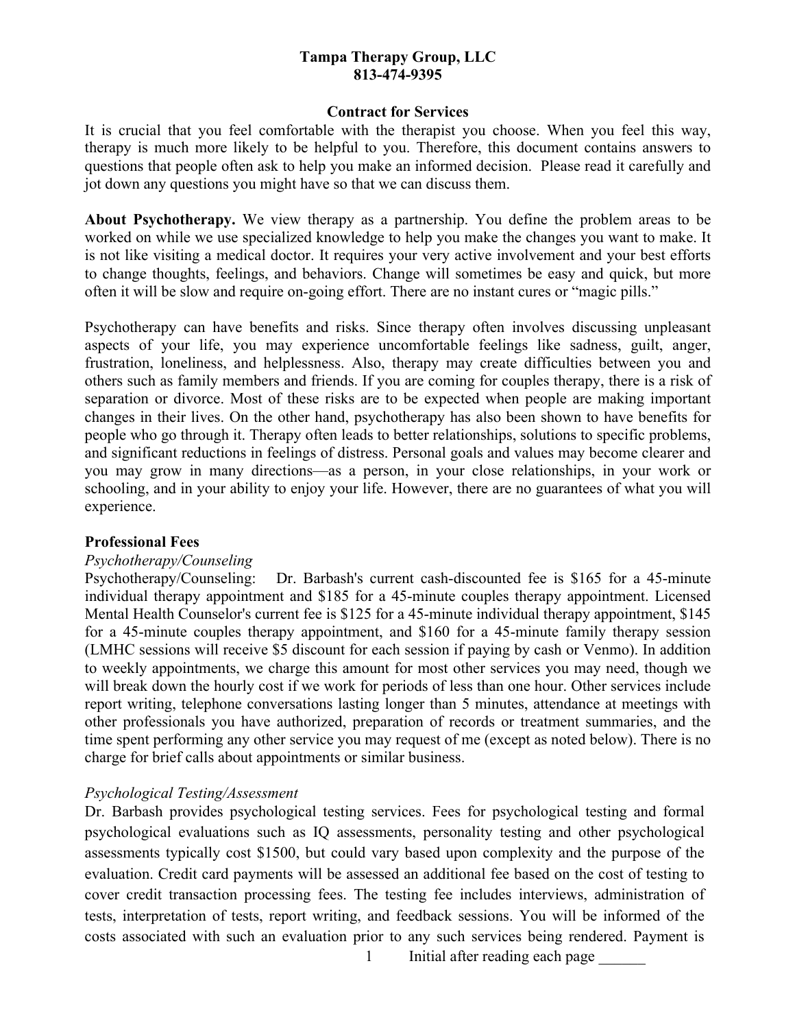**Tampa Therapy Group, LLC**
**813-474-9395**

**Contract for Services**

It is crucial that you feel comfortable with the therapist you choose. When you feel this way, therapy is much more likely to be helpful to you. Therefore, this document contains answers to questions that people often ask to help you make an informed decision. Please read it carefully and jot down any questions you might have so that we can discuss them.

**About Psychotherapy.** We view therapy as a partnership. You define the problem areas to be worked on while we use specialized knowledge to help you make the changes you want to make. It is not like visiting a medical doctor. It requires your very active involvement and your best efforts to change thoughts, feelings, and behaviors. Change will sometimes be easy and quick, but more often it will be slow and require on-going effort. There are no instant cures or "magic pills."

Psychotherapy can have benefits and risks. Since therapy often involves discussing unpleasant aspects of your life, you may experience uncomfortable feelings like sadness, guilt, anger, frustration, loneliness, and helplessness. Also, therapy may create difficulties between you and others such as family members and friends. If you are coming for couples therapy, there is a risk of separation or divorce. Most of these risks are to be expected when people are making important changes in their lives. On the other hand, psychotherapy has also been shown to have benefits for people who go through it. Therapy often leads to better relationships, solutions to specific problems, and significant reductions in feelings of distress. Personal goals and values may become clearer and you may grow in many directions—as a person, in your close relationships, in your work or schooling, and in your ability to enjoy your life. However, there are no guarantees of what you will experience.

**Professional Fees**

*Psychotherapy/Counseling*

Psychotherapy/Counseling: Dr. Barbash's current cash-discounted fee is $165 for a 45-minute individual therapy appointment and $185 for a 45-minute couples therapy appointment. Licensed Mental Health Counselor's current fee is $125 for a 45-minute individual therapy appointment, $145 for a 45-minute couples therapy appointment, and $160 for a 45-minute family therapy session (LMHC sessions will receive $5 discount for each session if paying by cash or Venmo). In addition to weekly appointments, we charge this amount for most other services you may need, though we will break down the hourly cost if we work for periods of less than one hour. Other services include report writing, telephone conversations lasting longer than 5 minutes, attendance at meetings with other professionals you have authorized, preparation of records or treatment summaries, and the time spent performing any other service you may request of me (except as noted below). There is no charge for brief calls about appointments or similar business.

*Psychological Testing/Assessment*

Dr. Barbash provides psychological testing services. Fees for psychological testing and formal psychological evaluations such as IQ assessments, personality testing and other psychological assessments typically cost $1500, but could vary based upon complexity and the purpose of the evaluation. Credit card payments will be assessed an additional fee based on the cost of testing to cover credit transaction processing fees. The testing fee includes interviews, administration of tests, interpretation of tests, report writing, and feedback sessions. You will be informed of the costs associated with such an evaluation prior to any such services being rendered. Payment is

Initial after reading each page ______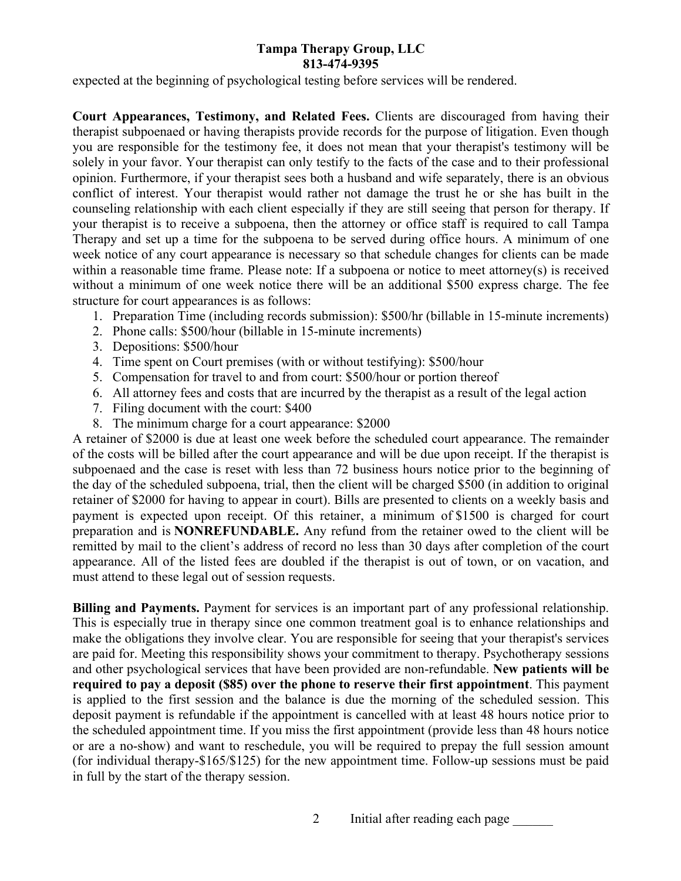expected at the beginning of psychological testing before services will be rendered.

**Court Appearances, Testimony, and Related Fees.** Clients are discouraged from having their therapist subpoenaed or having therapists provide records for the purpose of litigation. Even though you are responsible for the testimony fee, it does not mean that your therapist's testimony will be solely in your favor. Your therapist can only testify to the facts of the case and to their professional opinion. Furthermore, if your therapist sees both a husband and wife separately, there is an obvious conflict of interest. Your therapist would rather not damage the trust he or she has built in the counseling relationship with each client especially if they are still seeing that person for therapy. If your therapist is to receive a subpoena, then the attorney or office staff is required to call Tampa Therapy and set up a time for the subpoena to be served during office hours. A minimum of one week notice of any court appearance is necessary so that schedule changes for clients can be made within a reasonable time frame. Please note: If a subpoena or notice to meet attorney(s) is received without a minimum of one week notice there will be an additional $500 express charge. The fee structure for court appearances is as follows:

1. Preparation Time (including records submission): $500/hr (billable in 15-minute increments)
2. Phone calls: $500/hour (billable in 15-minute increments)
3. Depositions: $500/hour
4. Time spent on Court premises (with or without testifying): $500/hour
5. Compensation for travel to and from court: $500/hour or portion thereof
6. All attorney fees and costs that are incurred by the therapist as a result of the legal action
7. Filing document with the court: $400
8. The minimum charge for a court appearance: $2000

A retainer of $2000 is due at least one week before the scheduled court appearance. The remainder of the costs will be billed after the court appearance and will be due upon receipt. If the therapist is subpoenaed and the case is reset with less than 72 business hours notice prior to the beginning of the day of the scheduled subpoena, trial, then the client will be charged $500 (in addition to original retainer of $2000 for having to appear in court). Bills are presented to clients on a weekly basis and payment is expected upon receipt. Of this retainer, a minimum of $1500 is charged for court preparation and is **NONREFUNDABLE.** Any refund from the retainer owed to the client will be remitted by mail to the client's address of record no less than 30 days after completion of the court appearance. All of the listed fees are doubled if the therapist is out of town, or on vacation, and must attend to these legal out of session requests.

**Billing and Payments.** Payment for services is an important part of any professional relationship. This is especially true in therapy since one common treatment goal is to enhance relationships and make the obligations they involve clear. You are responsible for seeing that your therapist's services are paid for. Meeting this responsibility shows your commitment to therapy. Psychotherapy sessions and other psychological services that have been provided are non-refundable. **New patients will be required to pay a deposit ($85) over the phone to reserve their first appointment**. This payment is applied to the first session and the balance is due the morning of the scheduled session. This deposit payment is refundable if the appointment is cancelled with at least 48 hours notice prior to the scheduled appointment time. If you miss the first appointment (provide less than 48 hours notice or are a no-show) and want to reschedule, you will be required to prepay the full session amount (for individual therapy-$165/$125) for the new appointment time. Follow-up sessions must be paid in full by the start of the therapy session.

Initial after reading each page ______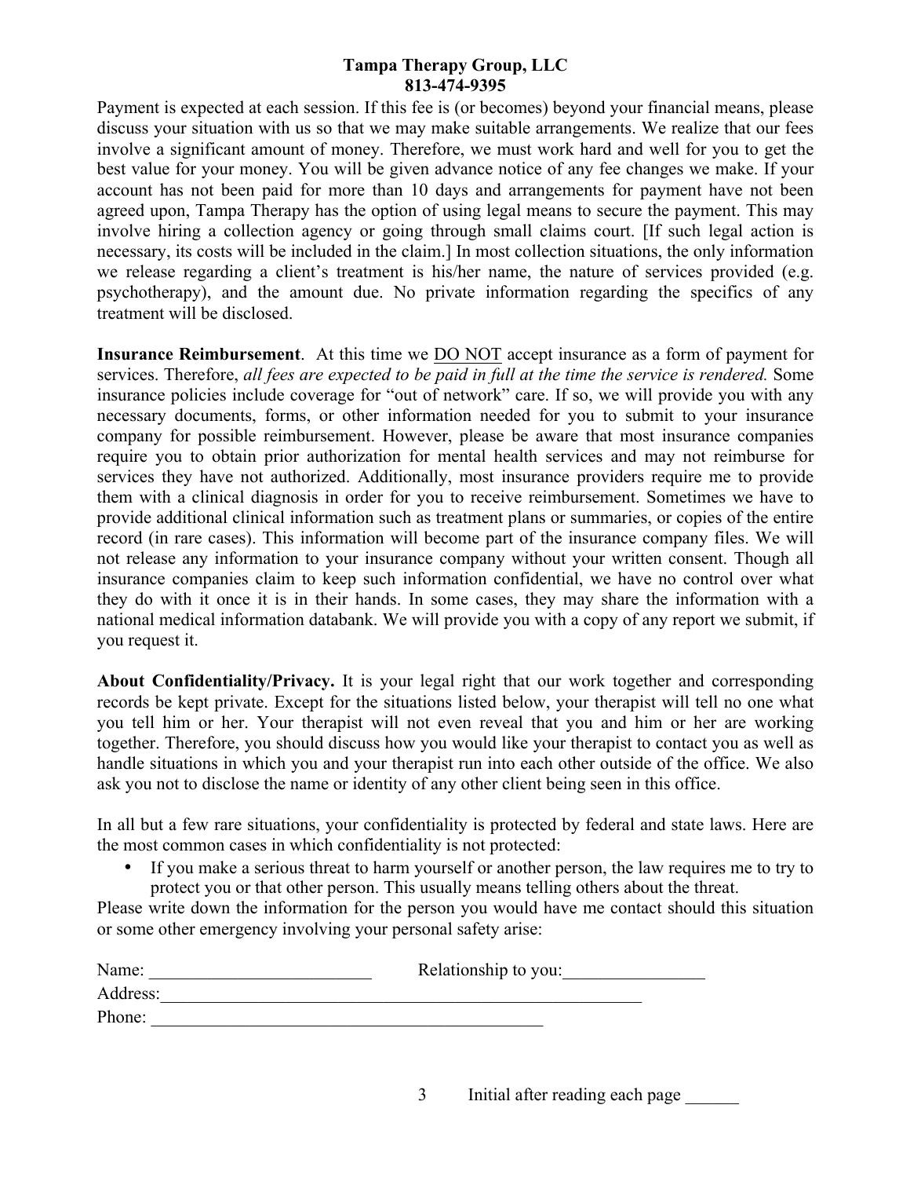Payment is expected at each session. If this fee is (or becomes) beyond your financial means, please discuss your situation with us so that we may make suitable arrangements. We realize that our fees involve a significant amount of money. Therefore, we must work hard and well for you to get the best value for your money. You will be given advance notice of any fee changes we make. If your account has not been paid for more than 10 days and arrangements for payment have not been agreed upon, Tampa Therapy has the option of using legal means to secure the payment. This may involve hiring a collection agency or going through small claims court. [If such legal action is necessary, its costs will be included in the claim.] In most collection situations, the only information we release regarding a client's treatment is his/her name, the nature of services provided (e.g. psychotherapy), and the amount due. No private information regarding the specifics of any treatment will be disclosed.

**Insurance Reimbursement**. At this time we <u>DO NOT</u> accept insurance as a form of payment for services. Therefore, *all fees are expected to be paid in full at the time the service is rendered.* Some insurance policies include coverage for "out of network" care. If so, we will provide you with any necessary documents, forms, or other information needed for you to submit to your insurance company for possible reimbursement. However, please be aware that most insurance companies require you to obtain prior authorization for mental health services and may not reimburse for services they have not authorized. Additionally, most insurance providers require me to provide them with a clinical diagnosis in order for you to receive reimbursement. Sometimes we have to provide additional clinical information such as treatment plans or summaries, or copies of the entire record (in rare cases). This information will become part of the insurance company files. We will not release any information to your insurance company without your written consent. Though all insurance companies claim to keep such information confidential, we have no control over what they do with it once it is in their hands. In some cases, they may share the information with a national medical information databank. We will provide you with a copy of any report we submit, if you request it.

**About Confidentiality/Privacy.** It is your legal right that our work together and corresponding records be kept private. Except for the situations listed below, your therapist will tell no one what you tell him or her. Your therapist will not even reveal that you and him or her are working together. Therefore, you should discuss how you would like your therapist to contact you as well as handle situations in which you and your therapist run into each other outside of the office. We also ask you not to disclose the name or identity of any other client being seen in this office.

In all but a few rare situations, your confidentiality is protected by federal and state laws. Here are the most common cases in which confidentiality is not protected:

- If you make a serious threat to harm yourself or another person, the law requires me to try to protect you or that other person. This usually means telling others about the threat.

Please write down the information for the person you would have me contact should this situation or some other emergency involving your personal safety arise:

Name: _________________________ Relationship to you:________________

Address:_________________________________________________________

Phone: _____________________________________________

Initial after reading each page ______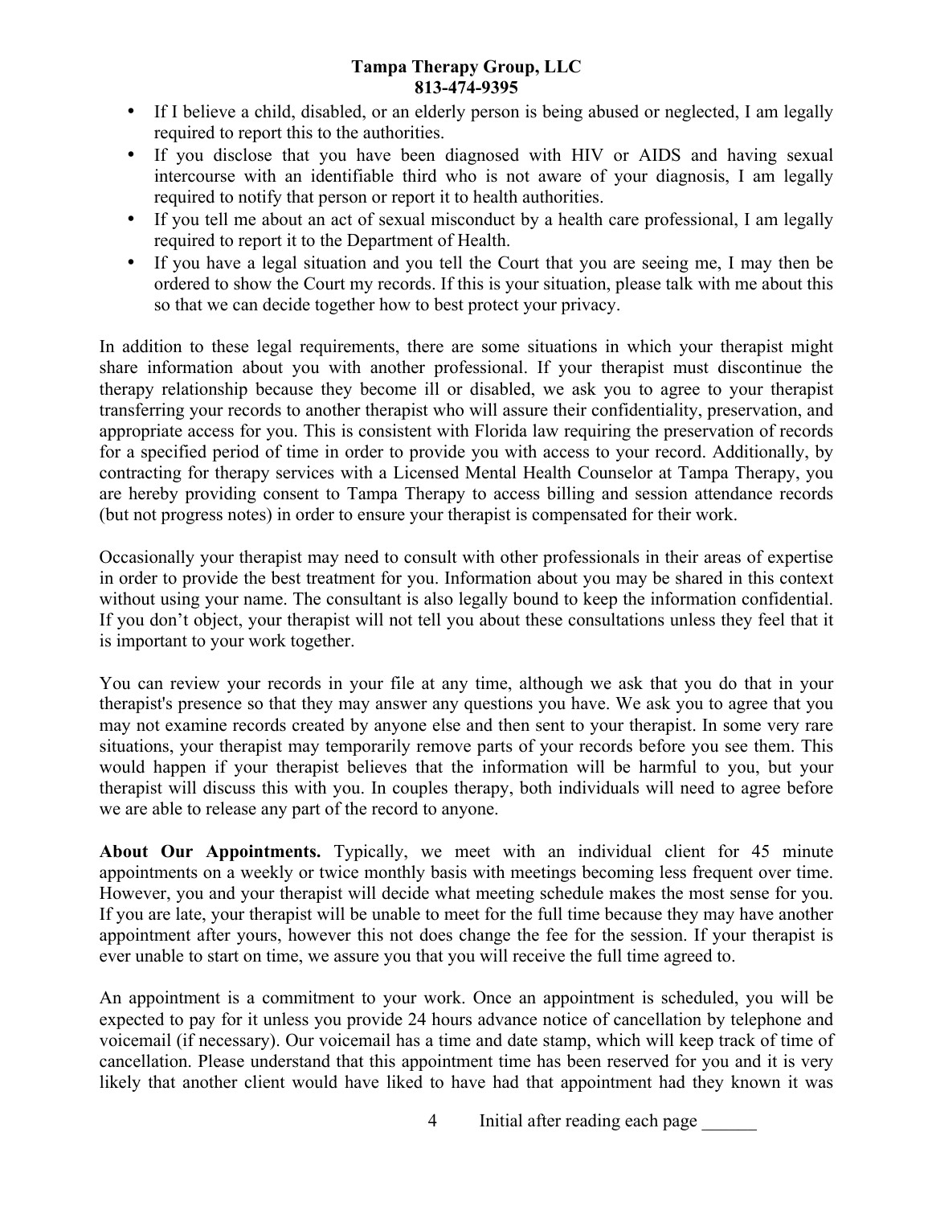- If I believe a child, disabled, or an elderly person is being abused or neglected, I am legally required to report this to the authorities.
- If you disclose that you have been diagnosed with HIV or AIDS and having sexual intercourse with an identifiable third who is not aware of your diagnosis, I am legally required to notify that person or report it to health authorities.
- If you tell me about an act of sexual misconduct by a health care professional, I am legally required to report it to the Department of Health.
- If you have a legal situation and you tell the Court that you are seeing me, I may then be ordered to show the Court my records. If this is your situation, please talk with me about this so that we can decide together how to best protect your privacy.

In addition to these legal requirements, there are some situations in which your therapist might share information about you with another professional. If your therapist must discontinue the therapy relationship because they become ill or disabled, we ask you to agree to your therapist transferring your records to another therapist who will assure their confidentiality, preservation, and appropriate access for you. This is consistent with Florida law requiring the preservation of records for a specified period of time in order to provide you with access to your record. Additionally, by contracting for therapy services with a Licensed Mental Health Counselor at Tampa Therapy, you are hereby providing consent to Tampa Therapy to access billing and session attendance records (but not progress notes) in order to ensure your therapist is compensated for their work.

Occasionally your therapist may need to consult with other professionals in their areas of expertise in order to provide the best treatment for you. Information about you may be shared in this context without using your name. The consultant is also legally bound to keep the information confidential. If you don't object, your therapist will not tell you about these consultations unless they feel that it is important to your work together.

You can review your records in your file at any time, although we ask that you do that in your therapist's presence so that they may answer any questions you have. We ask you to agree that you may not examine records created by anyone else and then sent to your therapist. In some very rare situations, your therapist may temporarily remove parts of your records before you see them. This would happen if your therapist believes that the information will be harmful to you, but your therapist will discuss this with you. In couples therapy, both individuals will need to agree before we are able to release any part of the record to anyone.

**About Our Appointments.** Typically, we meet with an individual client for 45 minute appointments on a weekly or twice monthly basis with meetings becoming less frequent over time. However, you and your therapist will decide what meeting schedule makes the most sense for you. If you are late, your therapist will be unable to meet for the full time because they may have another appointment after yours, however this not does change the fee for the session. If your therapist is ever unable to start on time, we assure you that you will receive the full time agreed to.

An appointment is a commitment to your work. Once an appointment is scheduled, you will be expected to pay for it unless you provide 24 hours advance notice of cancellation by telephone and voicemail (if necessary). Our voicemail has a time and date stamp, which will keep track of time of cancellation. Please understand that this appointment time has been reserved for you and it is very likely that another client would have liked to have had that appointment had they known it was

Initial after reading each page ______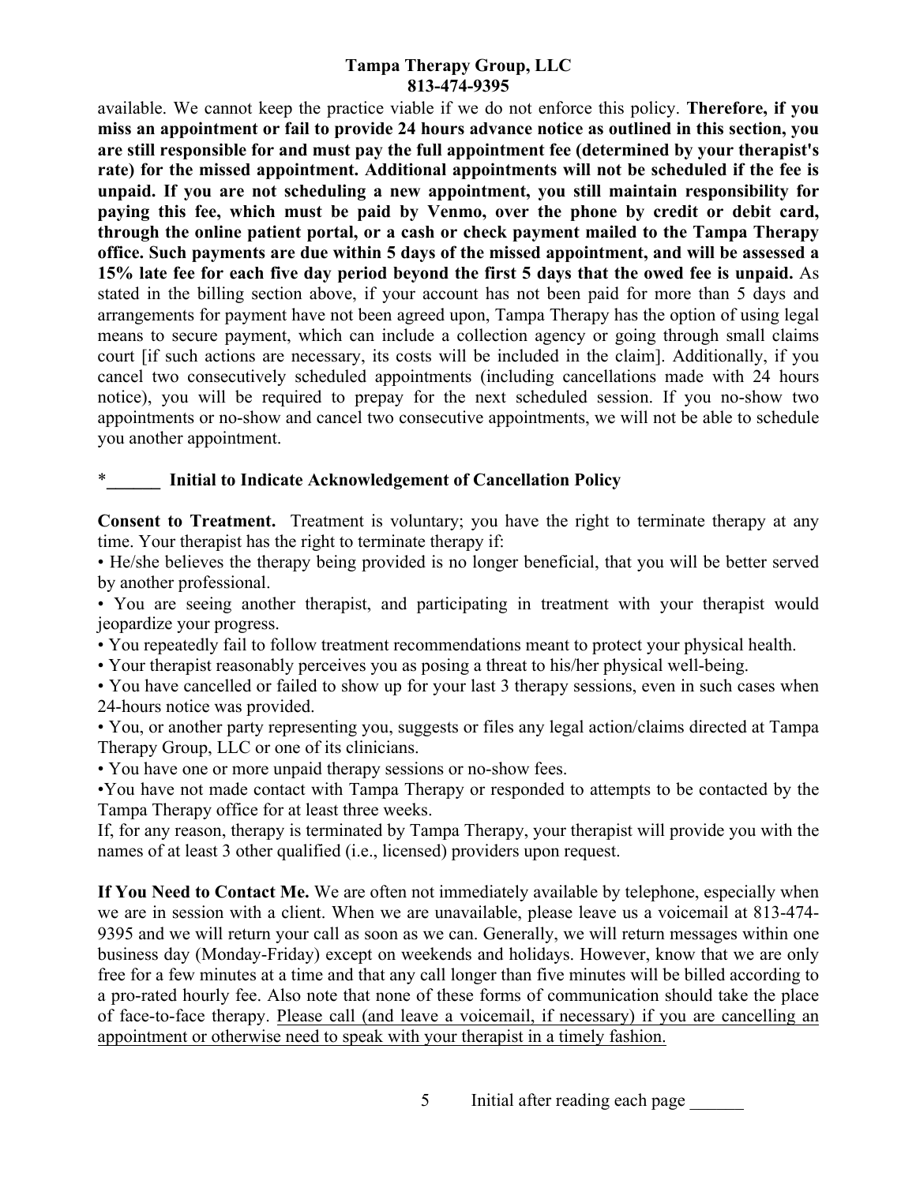available. We cannot keep the practice viable if we do not enforce this policy. **Therefore, if you miss an appointment or fail to provide 24 hours advance notice as outlined in this section, you are still responsible for and must pay the full appointment fee (determined by your therapist's rate) for the missed appointment. Additional appointments will not be scheduled if the fee is unpaid. If you are not scheduling a new appointment, you still maintain responsibility for paying this fee, which must be paid by Venmo, over the phone by credit or debit card, through the online patient portal, or a cash or check payment mailed to the Tampa Therapy office. Such payments are due within 5 days of the missed appointment, and will be assessed a 15% late fee for each five day period beyond the first 5 days that the owed fee is unpaid.** As stated in the billing section above, if your account has not been paid for more than 5 days and arrangements for payment have not been agreed upon, Tampa Therapy has the option of using legal means to secure payment, which can include a collection agency or going through small claims court [if such actions are necessary, its costs will be included in the claim]. Additionally, if you cancel two consecutively scheduled appointments (including cancellations made with 24 hours notice), you will be required to prepay for the next scheduled session. If you no-show two appointments or no-show and cancel two consecutive appointments, we will not be able to schedule you another appointment.

***______ Initial to Indicate Acknowledgement of Cancellation Policy**

**Consent to Treatment.** Treatment is voluntary; you have the right to terminate therapy at any time. Your therapist has the right to terminate therapy if:

- He/she believes the therapy being provided is no longer beneficial, that you will be better served by another professional.
- You are seeing another therapist, and participating in treatment with your therapist would jeopardize your progress.
- You repeatedly fail to follow treatment recommendations meant to protect your physical health.
- Your therapist reasonably perceives you as posing a threat to his/her physical well-being.
- You have cancelled or failed to show up for your last 3 therapy sessions, even in such cases when 24-hours notice was provided.
- You, or another party representing you, suggests or files any legal action/claims directed at Tampa Therapy Group, LLC or one of its clinicians.
- You have one or more unpaid therapy sessions or no-show fees.
- You have not made contact with Tampa Therapy or responded to attempts to be contacted by the Tampa Therapy office for at least three weeks.

If, for any reason, therapy is terminated by Tampa Therapy, your therapist will provide you with the names of at least 3 other qualified (i.e., licensed) providers upon request.

**If You Need to Contact Me.** We are often not immediately available by telephone, especially when we are in session with a client. When we are unavailable, please leave us a voicemail at 813-474-9395 and we will return your call as soon as we can. Generally, we will return messages within one business day (Monday-Friday) except on weekends and holidays. However, know that we are only free for a few minutes at a time and that any call longer than five minutes will be billed according to a pro-rated hourly fee. Also note that none of these forms of communication should take the place of face-to-face therapy. <u>Please call (and leave a voicemail, if necessary) if you are cancelling an appointment or otherwise need to speak with your therapist in a timely fashion.</u>

Initial after reading each page ______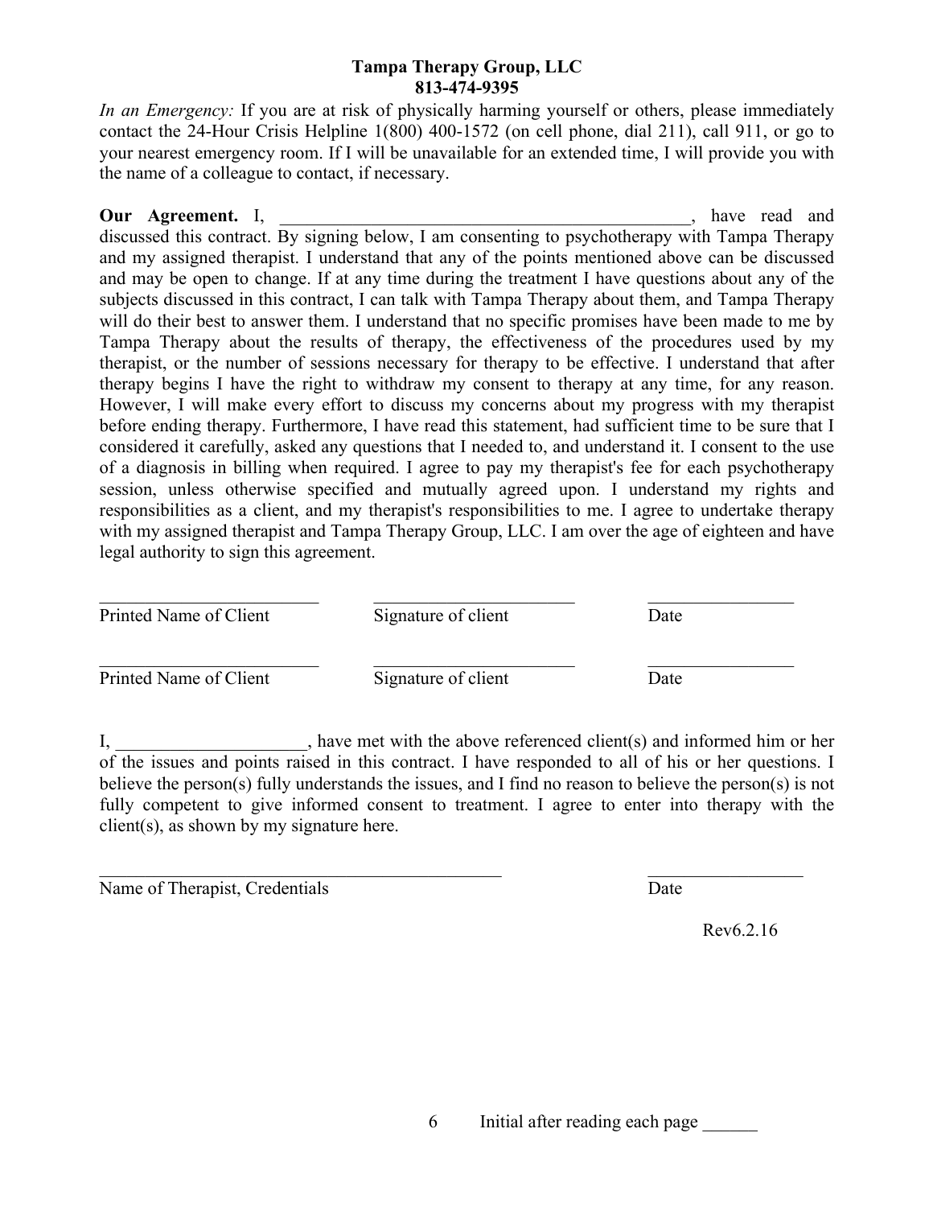**Tampa Therapy Group, LLC**
**813-474-9395**

*In an Emergency:* If you are at risk of physically harming yourself or others, please immediately contact the 24-Hour Crisis Helpline 1(800) 400-1572 (on cell phone, dial 211), call 911, or go to your nearest emergency room. If I will be unavailable for an extended time, I will provide you with the name of a colleague to contact, if necessary.

**Our Agreement.** I, _______________________________________________, have read and discussed this contract. By signing below, I am consenting to psychotherapy with Tampa Therapy and my assigned therapist. I understand that any of the points mentioned above can be discussed and may be open to change. If at any time during the treatment I have questions about any of the subjects discussed in this contract, I can talk with Tampa Therapy about them, and Tampa Therapy will do their best to answer them. I understand that no specific promises have been made to me by Tampa Therapy about the results of therapy, the effectiveness of the procedures used by my therapist, or the number of sessions necessary for therapy to be effective. I understand that after therapy begins I have the right to withdraw my consent to therapy at any time, for any reason. However, I will make every effort to discuss my concerns about my progress with my therapist before ending therapy. Furthermore, I have read this statement, had sufficient time to be sure that I considered it carefully, asked any questions that I needed to, and understand it. I consent to the use of a diagnosis in billing when required. I agree to pay my therapist's fee for each psychotherapy session, unless otherwise specified and mutually agreed upon. I understand my rights and responsibilities as a client, and my therapist's responsibilities to me. I agree to undertake therapy with my assigned therapist and Tampa Therapy Group, LLC. I am over the age of eighteen and have legal authority to sign this agreement.

| | | |
|---|---|---|
| _________________________ | _______________________ | ________________ |
| Printed Name of Client | Signature of client | Date |
| _________________________ | _______________________ | ________________ |
| Printed Name of Client | Signature of client | Date |

I, ____________________, have met with the above referenced client(s) and informed him or her of the issues and points raised in this contract. I have responded to all of his or her questions. I believe the person(s) fully understands the issues, and I find no reason to believe the person(s) is not fully competent to give informed consent to treatment. I agree to enter into therapy with the client(s), as shown by my signature here.

| | |
|---|---|
| ____________________________________________ | _________________ |
| Name of Therapist, Credentials | Date |

Rev6.2.16

Initial after reading each page ______